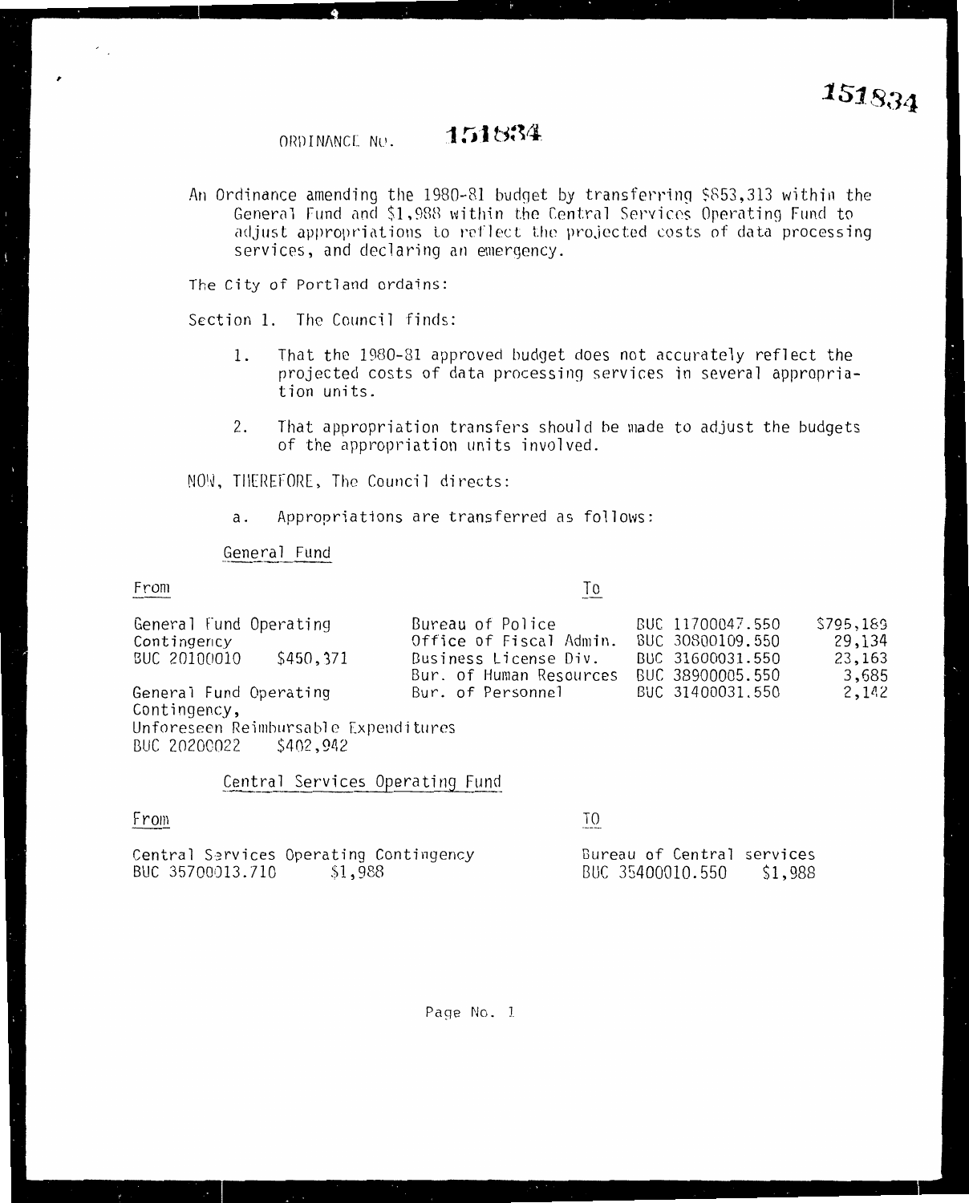151834

ORDINANCE No. 151834

An Ordinance amending the 1980-81 budget by transferring $853,313 within the General Fund and $1,988 within the Central Services Operating Fund to adjust appropriations to reflect the projected costs of data processing services, and declaring an emergency.

The City of Portland ordains:

Section 1. The Council finds:

1. That the 1980-81 approved budget does not accurately reflect the projected costs of data processing services in several appropriation units.

2. That appropriation transfers should be made to adjust the budgets of the appropriation units involved.

NOW, THEREFORE, The Council directs:

a. Appropriations are transferred as follows:

General Fund

| From | | To | | |
|---|---|---|---|---|
| General Fund Operating Contingency BUC 20100010 | $450,371 | Bureau of Police | BUC 11700047.550 | $795,189 |
| | | Office of Fiscal Admin. | BUC 30800109.550 | 29,134 |
| | | Business License Div. | BUC 31600031.550 | 23,163 |
| | | Bur. of Human Resources | BUC 38900005.550 | 3,685 |
| General Fund Operating Contingency, Unforeseen Reimbursable Expenditures BUC 20200022 | $402,942 | Bur. of Personnel | BUC 31400031.550 | 2,142 |

Central Services Operating Fund

| From | | TO | |
|---|---|---|---|
| Central Services Operating Contingency BUC 35700013.710 | $1,988 | Bureau of Central services BUC 35400010.550 | $1,988 |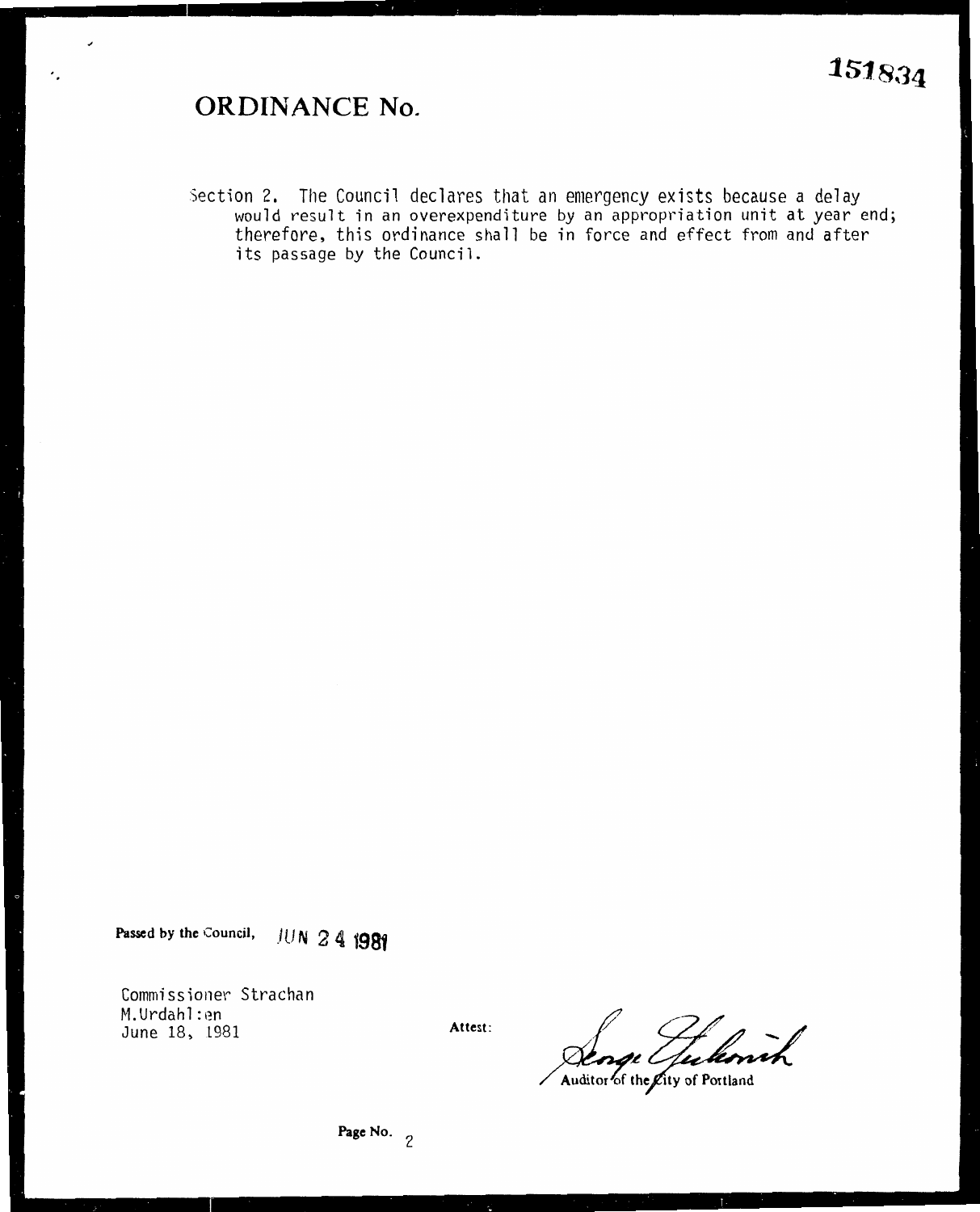# ORDINANCE No. 151834

Section 2. The Council declares that an emergency exists because a delay would result in an overexpenditure by an appropriation unit at year end; therefore, this ordinance shall be in force and effect from and after its passage by the Council.

Passed by the Council, JUN 24 1981

Commissioner Strachan
M.Urdahl:en
June 18, 1981

Attest:

Auditor of the City of Portland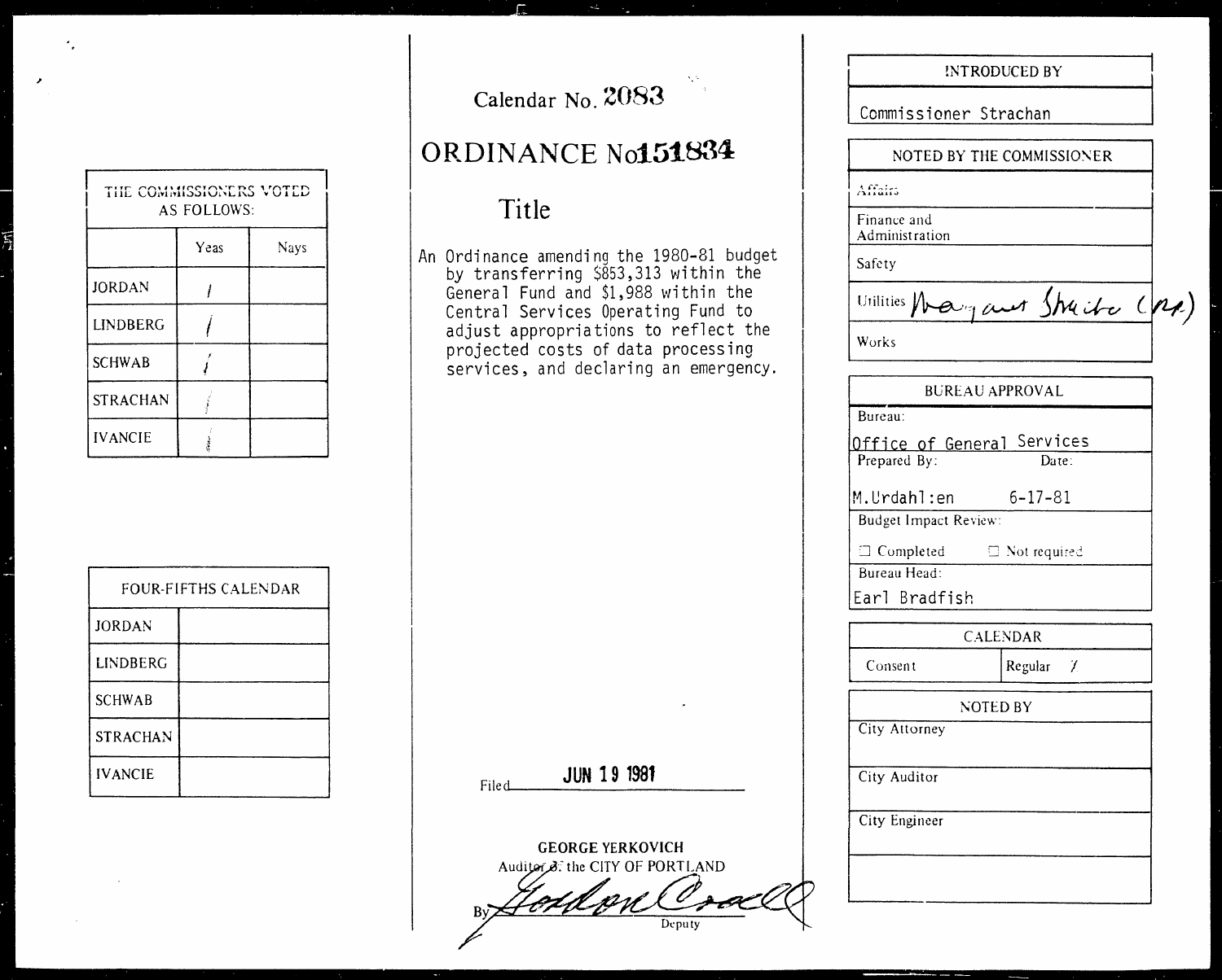| THE COMMISSIONERS VOTED AS FOLLOWS: | | |
|---|---|---|
| | Yeas | Nays |
| JORDAN | / | |
| LINDBERG | / | |
| SCHWAB | / | |
| STRACHAN | / | |
| IVANCIE | / | |

| FOUR-FIFTHS CALENDAR | |
|---|---|
| JORDAN | |
| LINDBERG | |
| SCHWAB | |
| STRACHAN | |
| IVANCIE | |

Calendar No. 2083

# ORDINANCE No. 151834

## Title

An Ordinance amending the 1980-81 budget by transferring $853,313 within the General Fund and $1,988 within the Central Services Operating Fund to adjust appropriations to reflect the projected costs of data processing services, and declaring an emergency.

Filed JUN 19 1981

**GEORGE YERKOVICH**
Auditor of the CITY OF PORTLAND

By Gordon Orall
Deputy

| INTRODUCED BY |
|---|
| Commissioner Strachan |

| NOTED BY THE COMMISSIONER |
|---|
| Affairs |
| Finance and Administration |
| Safety |
| Utilities Margaret Strachan (RA) |
| Works |

| BUREAU APPROVAL | |
|---|---|
| Bureau: Office of General Services | |
| Prepared By: M.Urdahl:en | Date: 6-17-81 |
| Budget Impact Review: ☐ Completed | ☐ Not required |
| Bureau Head: Earl Bradfish | |

| CALENDAR | |
|---|---|
| Consent | Regular / |

| NOTED BY |
|---|
| City Attorney |
| City Auditor |
| City Engineer |
| |